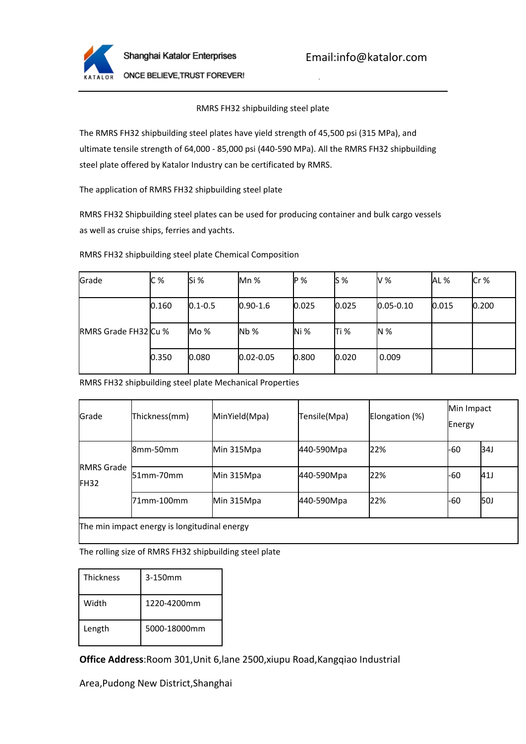Shanghai Katalor Enterprises

ONCE BELIEVE,TRUST FOREVER!

Email:info@katalor.com

# RMRS FH32 shipbuilding steel plate

The RMRS FH32 shipbuilding steel plates have yield strength of 45,500 psi (315 MPa), and ultimate tensile strength of 64,000 - 85,000 psi (440-590 MPa). All the RMRS FH32 shipbuilding steel plate offered by Katalor Industry can be certificated by RMRS.

## The application of RMRS FH32 shipbuilding steel plate

RMRS FH32 Shipbuilding steel plates can be used for producing container and bulk cargo vessels as well as cruise ships, ferries and yachts.

## RMRS FH32 shipbuilding steel plate Chemical Composition

| Grade | C % | Si % | Mn % | P % | S % | V % | AL % | Cr % |
|---|---|---|---|---|---|---|---|---|
| RMRS Grade FH32 | 0.160 | 0.1-0.5 | 0.90-1.6 | 0.025 | 0.025 | 0.05-0.10 | 0.015 | 0.200 |
| | Cu % | Mo % | Nb % | Ni % | Ti % | N % | | |
| | 0.350 | 0.080 | 0.02-0.05 | 0.800 | 0.020 | 0.009 | | |

## RMRS FH32 shipbuilding steel plate Mechanical Properties

| Grade | Thickness(mm) | MinYield(Mpa) | Tensile(Mpa) | Elongation (%) | Min Impact Energy | |
|---|---|---|---|---|---|---|
| RMRS Grade FH32 | 8mm-50mm | Min 315Mpa | 440-590Mpa | 22% | -60 | 34J |
| | 51mm-70mm | Min 315Mpa | 440-590Mpa | 22% | -60 | 41J |
| | 71mm-100mm | Min 315Mpa | 440-590Mpa | 22% | -60 | 50J |
| The min impact energy is longitudinal energy | | | | | | |

## The rolling size of RMRS FH32 shipbuilding steel plate

| Thickness | 3-150mm |
|---|---|
| Width | 1220-4200mm |
| Length | 5000-18000mm |

**Office Address**:Room 301,Unit 6,lane 2500,xiupu Road,Kangqiao Industrial Area,Pudong New District,Shanghai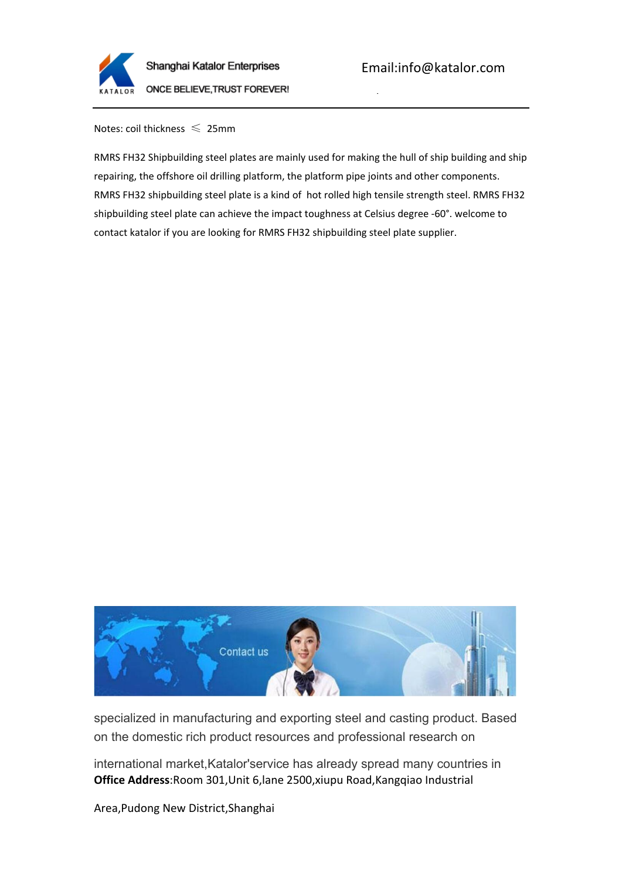Notes: coil thickness ⩽ 25mm

RMRS FH32 Shipbuilding steel plates are mainly used for making the hull of ship building and ship repairing, the offshore oil drilling platform, the platform pipe joints and other components. RMRS FH32 shipbuilding steel plate is a kind of hot rolled high tensile strength steel. RMRS FH32 shipbuilding steel plate can achieve the impact toughness at Celsius degree -60°. welcome to contact katalor if you are looking for RMRS FH32 shipbuilding steel plate supplier.

specialized in manufacturing and exporting steel and casting product. Based on the domestic rich product resources and professional research on

international market,Katalor'service has already spread many countries in

**Office Address**:Room 301,Unit 6,lane 2500,xiupu Road,Kangqiao Industrial Area,Pudong New District,Shanghai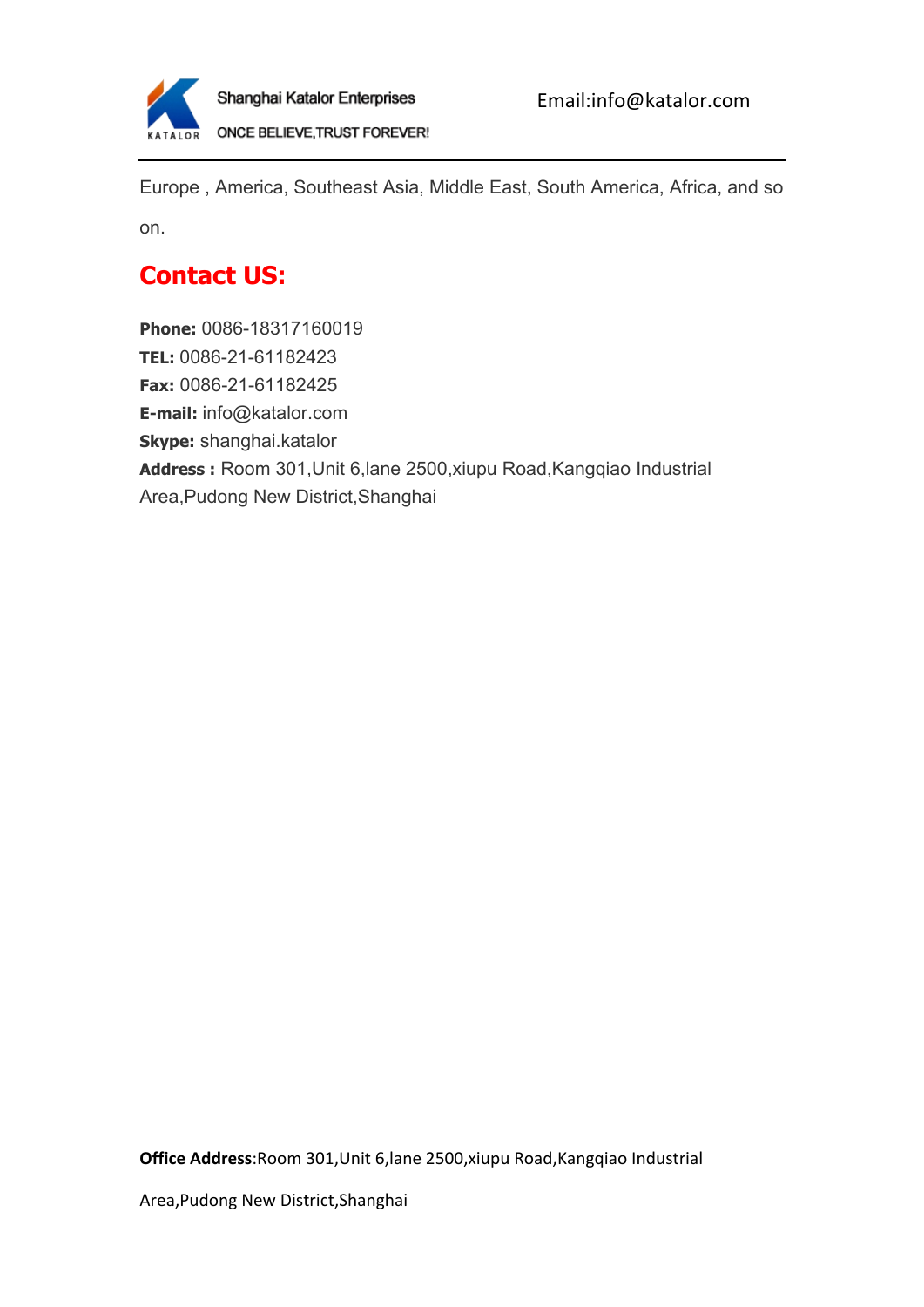Europe , America, Southeast Asia, Middle East, South America, Africa, and so on.

## Contact US:

**Phone:** 0086-18317160019
**TEL:** 0086-21-61182423
**Fax:** 0086-21-61182425
**E-mail:** info@katalor.com
**Skype:** shanghai.katalor
**Address :** Room 301,Unit 6,lane 2500,xiupu Road,Kangqiao Industrial Area,Pudong New District,Shanghai